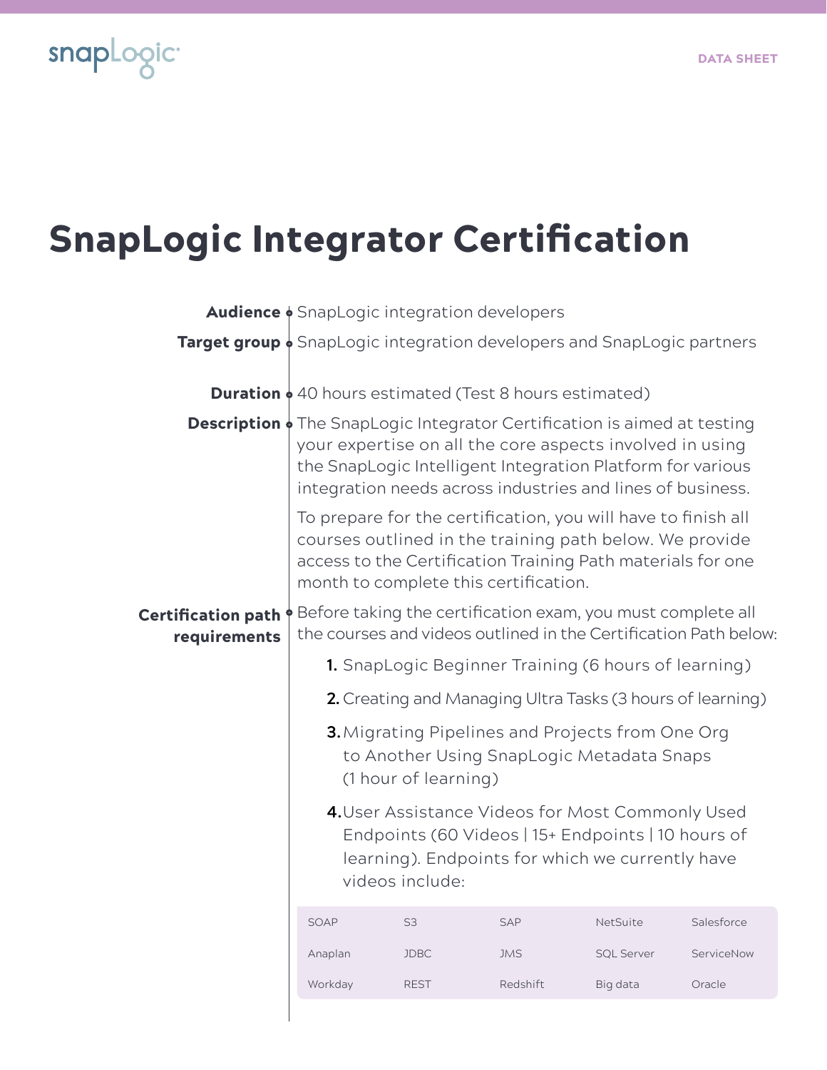# SnapLogic Integrator Certification

**Audience**: SnapLogic integration developers

**Target group**: SnapLogic integration developers and SnapLogic partners

**Duration**: 40 hours estimated (Test 8 hours estimated)

**Description**: The SnapLogic Integrator Certification is aimed at testing your expertise on all the core aspects involved in using the SnapLogic Intelligent Integration Platform for various integration needs across industries and lines of business.

To prepare for the certification, you will have to finish all courses outlined in the training path below. We provide access to the Certification Training Path materials for one month to complete this certification.

**Certification path requirements**: Before taking the certification exam, you must complete all the courses and videos outlined in the Certification Path below:

1. SnapLogic Beginner Training (6 hours of learning)
2. Creating and Managing Ultra Tasks (3 hours of learning)
3. Migrating Pipelines and Projects from One Org to Another Using SnapLogic Metadata Snaps (1 hour of learning)
4. User Assistance Videos for Most Commonly Used Endpoints (60 Videos | 15+ Endpoints | 10 hours of learning). Endpoints for which we currently have videos include:

| | | | | |
|---|---|---|---|---|
| SOAP | S3 | SAP | NetSuite | Salesforce |
| Anaplan | JDBC | JMS | SQL Server | ServiceNow |
| Workday | REST | Redshift | Big data | Oracle |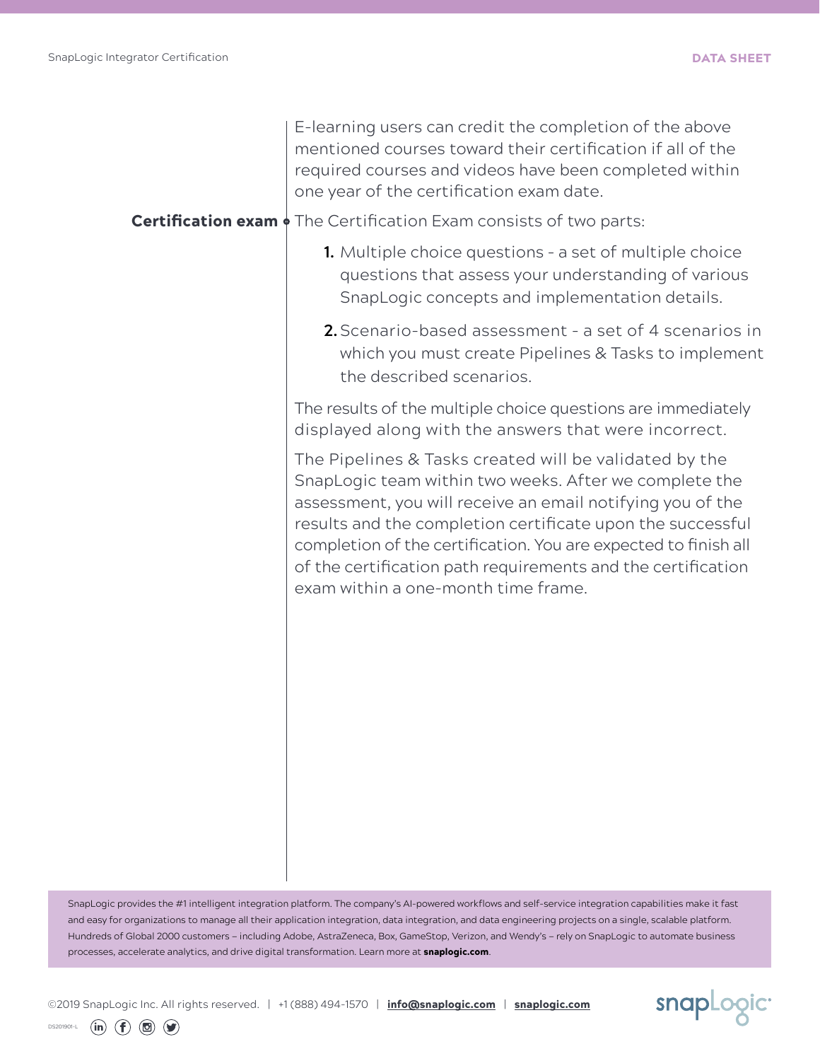E-learning users can credit the completion of the above mentioned courses toward their certification if all of the required courses and videos have been completed within one year of the certification exam date.

## Certification exam

The Certification Exam consists of two parts:

1. Multiple choice questions - a set of multiple choice questions that assess your understanding of various SnapLogic concepts and implementation details.
2. Scenario-based assessment - a set of 4 scenarios in which you must create Pipelines & Tasks to implement the described scenarios.

The results of the multiple choice questions are immediately displayed along with the answers that were incorrect.

The Pipelines & Tasks created will be validated by the SnapLogic team within two weeks. After we complete the assessment, you will receive an email notifying you of the results and the completion certificate upon the successful completion of the certification. You are expected to finish all of the certification path requirements and the certification exam within a one-month time frame.

SnapLogic provides the #1 intelligent integration platform. The company's AI-powered workflows and self-service integration capabilities make it fast and easy for organizations to manage all their application integration, data integration, and data engineering projects on a single, scalable platform. Hundreds of Global 2000 customers – including Adobe, AstraZeneca, Box, GameStop, Verizon, and Wendy's – rely on SnapLogic to automate business processes, accelerate analytics, and drive digital transformation. Learn more at **snaplogic.com**.

©2019 SnapLogic Inc. All rights reserved. | +1 (888) 494-1570 | **info@snaplogic.com** | **snaplogic.com**

DS201901-L